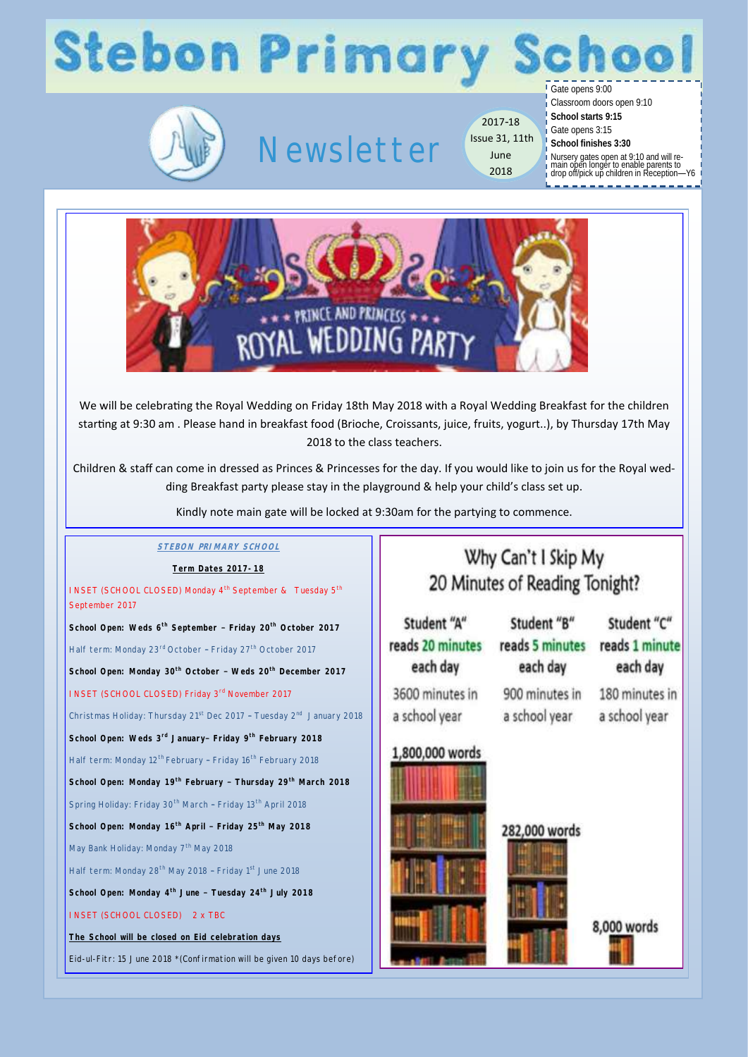# Stebon Primary School

## Newsletter

2017-18
Issue 31, 11th June 2018

Gate opens 9:00
Classroom doors open 9:10
**School starts 9:15**
Gate opens 3:15
**School finishes 3:30**
Nursery gates open at 9:10 and will remain open longer to enable parents to drop off/pick up children in Reception—Y6

PRINCE AND PRINCESS
ROYAL WEDDING PARTY

We will be celebrating the Royal Wedding on Friday 18th May 2018 with a Royal Wedding Breakfast for the children starting at 9:30 am . Please hand in breakfast food (Brioche, Croissants, juice, fruits, yogurt..), by Thursday 17th May 2018 to the class teachers.

Children & staff can come in dressed as Princes & Princesses for the day. If you would like to join us for the Royal wedding Breakfast party please stay in the playground & help your child's class set up.

Kindly note main gate will be locked at 9:30am for the partying to commence.

### STEBON PRIMARY SCHOOL

**Term Dates 2017-18**

INSET (SCHOOL CLOSED) Monday 4th September & Tuesday 5th September 2017

**School Open: Weds 6th September – Friday 20th October 2017**

Half term: Monday 23rd October – Friday 27th October 2017

**School Open: Monday 30th October – Weds 20th December 2017**

INSET (SCHOOL CLOSED) Friday 3rd November 2017

Christmas Holiday: Thursday 21st Dec 2017 – Tuesday 2nd January 2018

**School Open: Weds 3rd January– Friday 9th February 2018**

Half term: Monday 12th February – Friday 16th February 2018

**School Open: Monday 19th February – Thursday 29th March 2018**

Spring Holiday: Friday 30th March – Friday 13th April 2018

**School Open: Monday 16th April – Friday 25th May 2018**

May Bank Holiday: Monday 7th May 2018

Half term: Monday 28th May 2018 – Friday 1st June 2018

**School Open: Monday 4th June – Tuesday 24th July 2018**

INSET (SCHOOL CLOSED) 2 x TBC

**The School will be closed on Eid celebration days**

Eid-ul-Fitr: 15 June 2018 *(Confirmation will be given 10 days before)

### Why Can't I Skip My 20 Minutes of Reading Tonight?

| Student "A" reads 20 minutes each day | Student "B" reads 5 minutes each day | Student "C" reads 1 minute each day |
|---|---|---|
| 3600 minutes in a school year | 900 minutes in a school year | 180 minutes in a school year |
| 1,800,000 words | 282,000 words | 8,000 words |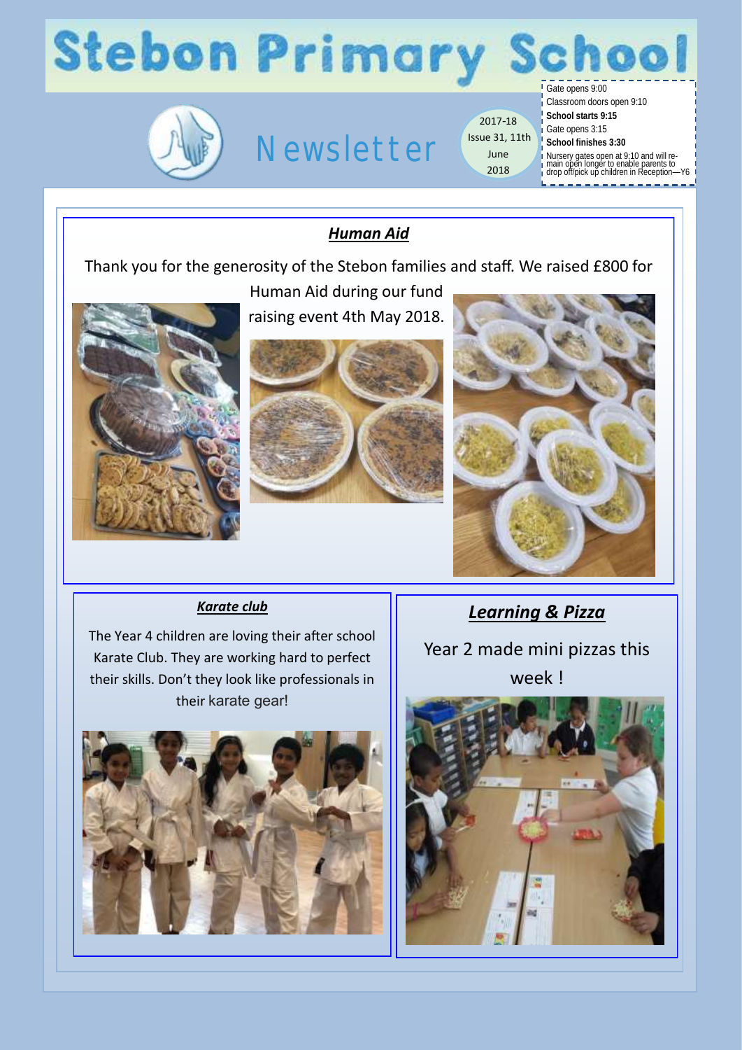# Stebon Primary School

## Newsletter

2017-18
Issue 31, 11th June 2018

Gate opens 9:00
Classroom doors open 9:10
**School starts 9:15**
Gate opens 3:15
**School finishes 3:30**
Nursery gates open at 9:10 and will remain open longer to enable parents to drop off/pick up children in Reception—Y6

### ***Human Aid***

Thank you for the generosity of the Stebon families and staff. We raised £800 for Human Aid during our fund raising event 4th May 2018.

### ***Karate club***

The Year 4 children are loving their after school Karate Club. They are working hard to perfect their skills. Don't they look like professionals in their karate gear!

### ***Learning & Pizza***

Year 2 made mini pizzas this week !